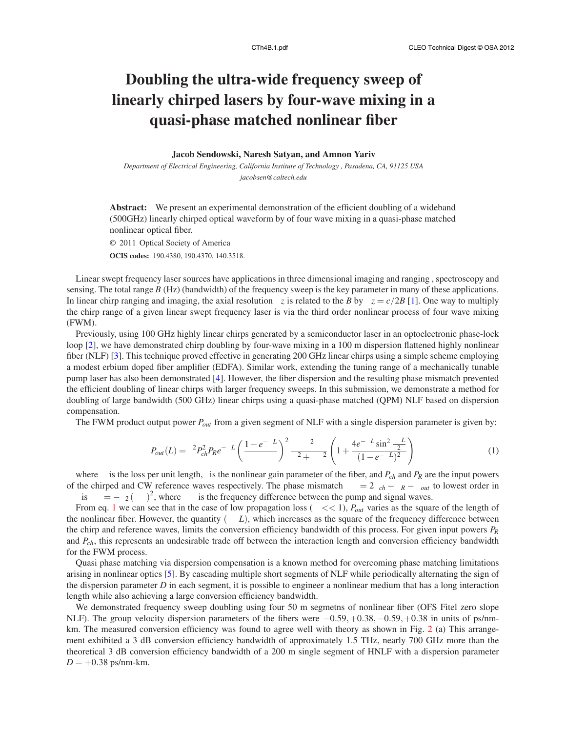# Doubling the ultra-wide frequency sweep of linearly chirped lasers by four-wave mixing in a quasi-phase matched nonlinear fiber

**Jacob Sendowski, Naresh Satyan, and Amnon Yariv**

*Department of Electrical Engineering, California Institute of Technology , Pasadena, CA, 91125 USA*
*jacobsen@caltech.edu*

**Abstract:** We present an experimental demonstration of the efficient doubling of a wideband (500GHz) linearly chirped optical waveform by of four wave mixing in a quasi-phase matched nonlinear optical fiber.

© 2011 Optical Society of America

**OCIS codes:** 190.4380, 190.4370, 140.3518.

Linear swept frequency laser sources have applications in three dimensional imaging and ranging , spectroscopy and sensing. The total range $B$ (Hz) (bandwidth) of the frequency sweep is the key parameter in many of these applications. In linear chirp ranging and imaging, the axial resolution $\Delta z$ is related to the $B$ by $\Delta z = c/2B$ [1]. One way to multiply the chirp range of a given linear swept frequency laser is via the third order nonlinear process of four wave mixing (FWM).

Previously, using 100 GHz highly linear chirps generated by a semiconductor laser in an optoelectronic phase-lock loop [2], we have demonstrated chirp doubling by four-wave mixing in a 100 m dispersion flattened highly nonlinear fiber (NLF) [3]. This technique proved effective in generating 200 GHz linear chirps using a simple scheme employing a modest erbium doped fiber amplifier (EDFA). Similar work, extending the tuning range of a mechanically tunable pump laser has also been demonstrated [4]. However, the fiber dispersion and the resulting phase mismatch prevented the efficient doubling of linear chirps with larger frequency sweeps. In this submission, we demonstrate a method for doubling of large bandwidth (500 GHz) linear chirps using a quasi-phase matched (QPM) NLF based on dispersion compensation.

The FWM product output power $P_{out}$ from a given segment of NLF with a single dispersion parameter is given by:

$$P_{out}(L) = \gamma^2 P_{ch}^2 P_R e^{-\alpha L} \left( \frac{1-e^{-\alpha L}}{\alpha} \right)^2 \frac{\alpha^2}{\alpha^2 + \Delta\beta^2} \left( 1 + \frac{4e^{-\alpha L} \sin^2 \frac{\Delta\beta L}{2}}{(1-e^{-\alpha L})^2} \right) \tag{1}$$

where $\alpha$ is the loss per unit length, $\gamma$ is the nonlinear gain parameter of the fiber, and $P_{ch}$ and $P_R$ are the input powers of the chirped and CW reference waves respectively. The phase mismatch $\Delta\beta = 2\beta_{ch} - \beta_R - \beta_{out}$ to lowest order in $\Delta\omega$ is $\Delta\beta = -\beta_2(\Delta\omega)^2$, where $\Delta\omega$ is the frequency difference between the pump and signal waves.

From eq. 1 we can see that in the case of low propagation loss ($\alpha << 1$), $P_{out}$ varies as the square of the length of the nonlinear fiber. However, the quantity ($\Delta\beta L$), which increases as the square of the frequency difference between the chirp and reference waves, limits the conversion efficiency bandwidth of this process. For given input powers $P_R$ and $P_{ch}$, this represents an undesirable trade off between the interaction length and conversion efficiency bandwidth for the FWM process.

Quasi phase matching via dispersion compensation is a known method for overcoming phase matching limitations arising in nonlinear optics [5]. By cascading multiple short segments of NLF while periodically alternating the sign of the dispersion parameter $D$ in each segment, it is possible to engineer a nonlinear medium that has a long interaction length while also achieving a large conversion efficiency bandwidth.

We demonstrated frequency sweep doubling using four 50 m segmetns of nonlinear fiber (OFS Fitel zero slope NLF). The group velocity dispersion parameters of the fibers were $-0.59, +0.38, -0.59, +0.38$ in units of ps/nm-km. The measured conversion efficiency was found to agree well with theory as shown in Fig. 2 (a) This arrangement exhibited a 3 dB conversion efficiency bandwidth of approximately 1.5 THz, nearly 700 GHz more than the theoretical 3 dB conversion efficiency bandwidth of a 200 m single segment of HNLF with a dispersion parameter $D = +0.38$ ps/nm-km.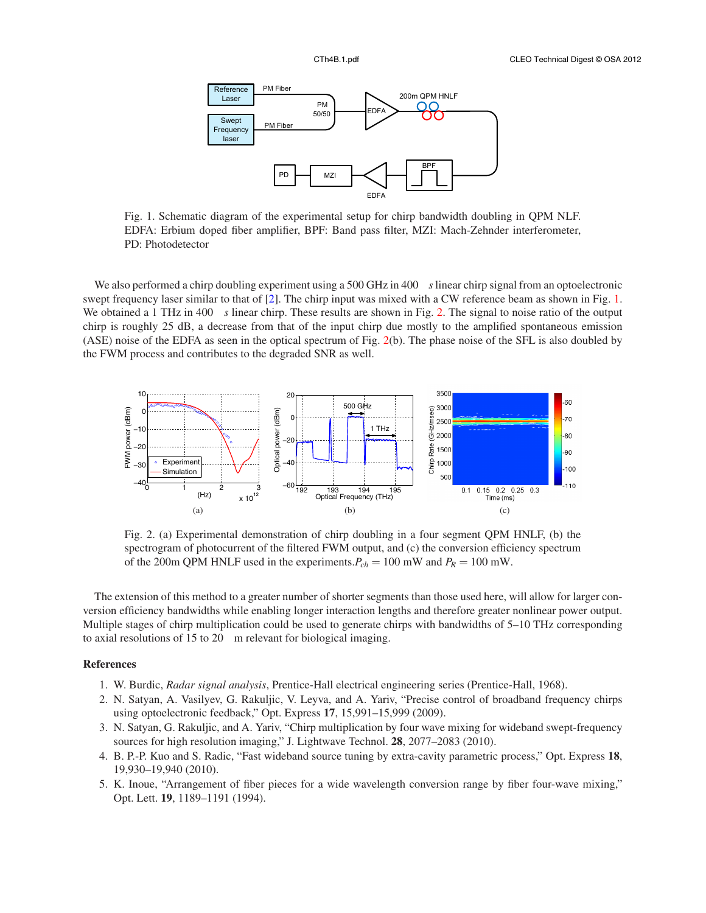Reference Laser

PM Fiber

Swept Frequency laser

PM Fiber

PM 50/50

EDFA

200m QPM HNLF

BPF

PD

MZI

EDFA

Fig. 1. Schematic diagram of the experimental setup for chirp bandwidth doubling in QPM NLF. EDFA: Erbium doped fiber amplifier, BPF: Band pass filter, MZI: Mach-Zehnder interferometer, PD: Photodetector

We also performed a chirp doubling experiment using a 500 GHz in 400 s linear chirp signal from an optoelectronic swept frequency laser similar to that of [2]. The chirp input was mixed with a CW reference beam as shown in Fig. 1. We obtained a 1 THz in 400 s linear chirp. These results are shown in Fig. 2. The signal to noise ratio of the output chirp is roughly 25 dB, a decrease from that of the input chirp due mostly to the amplified spontaneous emission (ASE) noise of the EDFA as seen in the optical spectrum of Fig. 2(b). The phase noise of the SFL is also doubled by the FWM process and contributes to the degraded SNR as well.

FWM power (dBm)

10
0
−10
−20
−30
−40

0
1
2
3

(Hz)

x 10^12

Experiment

Simulation

(a)

Optical power (dBm)

20
0
−20
−40
−60

192
193
194
195

Optical Frequency (THz)

500 GHz

1 THz

(b)

Chirp Rate (GHz/msec)

3500
3000
2500
2000
1500
1000
500

0.1
0.15
0.2
0.25
0.3

Time (ms)

-60
-70
-80
-90
-100
-110

(c)

Fig. 2. (a) Experimental demonstration of chirp doubling in a four segment QPM HNLF, (b) the spectrogram of photocurrent of the filtered FWM output, and (c) the conversion efficiency spectrum of the 200m QPM HNLF used in the experiments. $P_{ch} = 100$ mW and $P_R = 100$ mW.

The extension of this method to a greater number of shorter segments than those used here, will allow for larger conversion efficiency bandwidths while enabling longer interaction lengths and therefore greater nonlinear power output. Multiple stages of chirp multiplication could be used to generate chirps with bandwidths of 5–10 THz corresponding to axial resolutions of 15 to 20 m relevant for biological imaging.

## References

1. W. Burdic, *Radar signal analysis*, Prentice-Hall electrical engineering series (Prentice-Hall, 1968).
2. N. Satyan, A. Vasilyev, G. Rakuljic, V. Leyva, and A. Yariv, "Precise control of broadband frequency chirps using optoelectronic feedback," Opt. Express **17**, 15,991–15,999 (2009).
3. N. Satyan, G. Rakuljic, and A. Yariv, "Chirp multiplication by four wave mixing for wideband swept-frequency sources for high resolution imaging," J. Lightwave Technol. **28**, 2077–2083 (2010).
4. B. P.-P. Kuo and S. Radic, "Fast wideband source tuning by extra-cavity parametric process," Opt. Express **18**, 19,930–19,940 (2010).
5. K. Inoue, "Arrangement of fiber pieces for a wide wavelength conversion range by fiber four-wave mixing," Opt. Lett. **19**, 1189–1191 (1994).